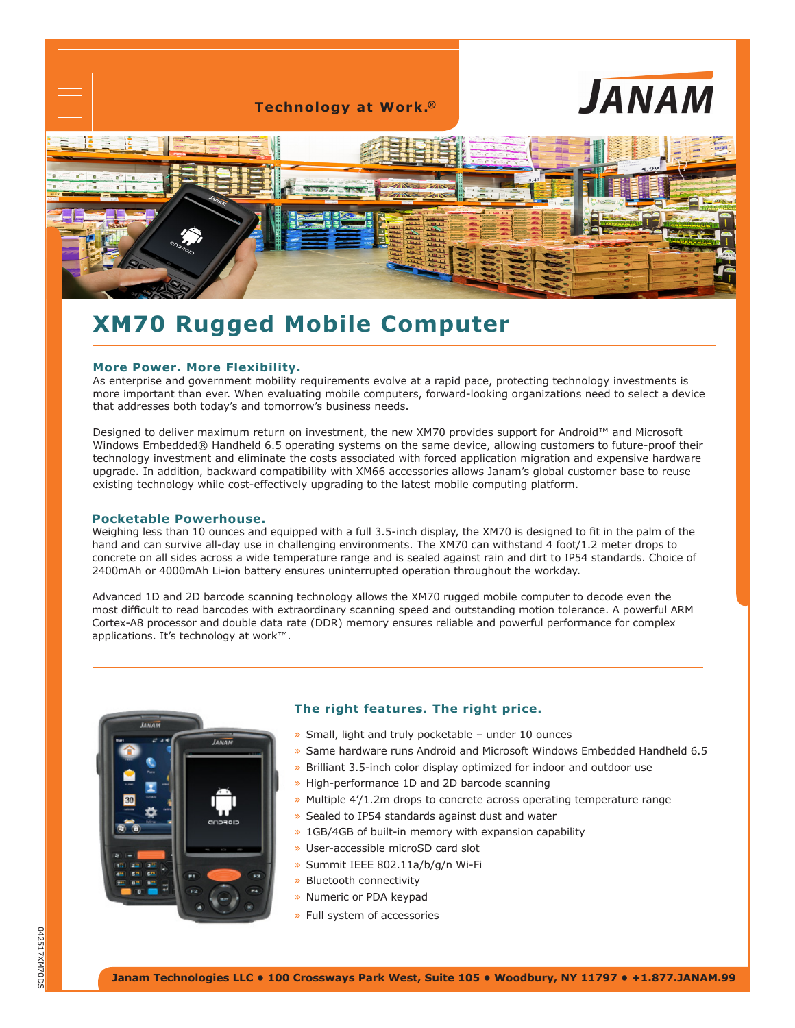Technology at Work.®

JANAM

# XM70 Rugged Mobile Computer

### More Power. More Flexibility.

As enterprise and government mobility requirements evolve at a rapid pace, protecting technology investments is more important than ever. When evaluating mobile computers, forward-looking organizations need to select a device that addresses both today's and tomorrow's business needs.

Designed to deliver maximum return on investment, the new XM70 provides support for Android™ and Microsoft Windows Embedded® Handheld 6.5 operating systems on the same device, allowing customers to future-proof their technology investment and eliminate the costs associated with forced application migration and expensive hardware upgrade. In addition, backward compatibility with XM66 accessories allows Janam's global customer base to reuse existing technology while cost-effectively upgrading to the latest mobile computing platform.

### Pocketable Powerhouse.

Weighing less than 10 ounces and equipped with a full 3.5-inch display, the XM70 is designed to fit in the palm of the hand and can survive all-day use in challenging environments. The XM70 can withstand 4 foot/1.2 meter drops to concrete on all sides across a wide temperature range and is sealed against rain and dirt to IP54 standards. Choice of 2400mAh or 4000mAh Li-ion battery ensures uninterrupted operation throughout the workday.

Advanced 1D and 2D barcode scanning technology allows the XM70 rugged mobile computer to decode even the most difficult to read barcodes with extraordinary scanning speed and outstanding motion tolerance. A powerful ARM Cortex-A8 processor and double data rate (DDR) memory ensures reliable and powerful performance for complex applications. It's technology at work™.

### The right features. The right price.

- Small, light and truly pocketable – under 10 ounces
- Same hardware runs Android and Microsoft Windows Embedded Handheld 6.5
- Brilliant 3.5-inch color display optimized for indoor and outdoor use
- High-performance 1D and 2D barcode scanning
- Multiple 4′/1.2m drops to concrete across operating temperature range
- Sealed to IP54 standards against dust and water
- 1GB/4GB of built-in memory with expansion capability
- User-accessible microSD card slot
- Summit IEEE 802.11a/b/g/n Wi-Fi
- Bluetooth connectivity
- Numeric or PDA keypad
- Full system of accessories

042517XM70DS

**Janam Technologies LLC • 100 Crossways Park West, Suite 105 • Woodbury, NY 11797 • +1.877.JANAM.99**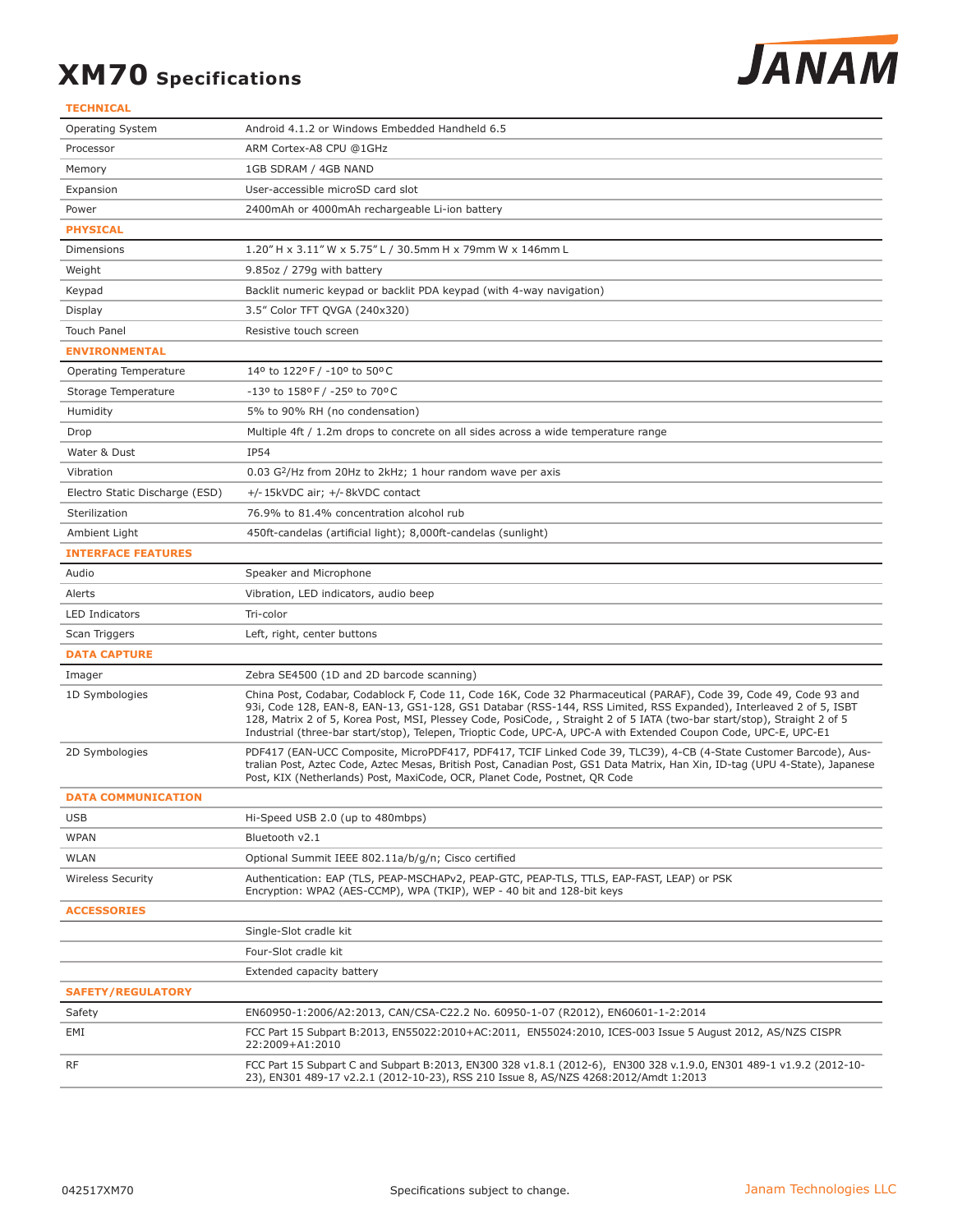# XM70 Specifications

JANAM

| | |
|---|---|
| **TECHNICAL** | |
| Operating System | Android 4.1.2 or Windows Embedded Handheld 6.5 |
| Processor | ARM Cortex-A8 CPU @1GHz |
| Memory | 1GB SDRAM / 4GB NAND |
| Expansion | User-accessible microSD card slot |
| Power | 2400mAh or 4000mAh rechargeable Li-ion battery |
| **PHYSICAL** | |
| Dimensions | 1.20" H x 3.11" W x 5.75" L / 30.5mm H x 79mm W x 146mm L |
| Weight | 9.85oz / 279g with battery |
| Keypad | Backlit numeric keypad or backlit PDA keypad (with 4-way navigation) |
| Display | 3.5" Color TFT QVGA (240x320) |
| Touch Panel | Resistive touch screen |
| **ENVIRONMENTAL** | |
| Operating Temperature | 14º to 122ºF / -10º to 50ºC |
| Storage Temperature | -13º to 158ºF / -25º to 70ºC |
| Humidity | 5% to 90% RH (no condensation) |
| Drop | Multiple 4ft / 1.2m drops to concrete on all sides across a wide temperature range |
| Water & Dust | IP54 |
| Vibration | 0.03 $G^2$/Hz from 20Hz to 2kHz; 1 hour random wave per axis |
| Electro Static Discharge (ESD) | +/-15kVDC air; +/-8kVDC contact |
| Sterilization | 76.9% to 81.4% concentration alcohol rub |
| Ambient Light | 450ft-candelas (artificial light); 8,000ft-candelas (sunlight) |
| **INTERFACE FEATURES** | |
| Audio | Speaker and Microphone |
| Alerts | Vibration, LED indicators, audio beep |
| LED Indicators | Tri-color |
| Scan Triggers | Left, right, center buttons |
| **DATA CAPTURE** | |
| Imager | Zebra SE4500 (1D and 2D barcode scanning) |
| 1D Symbologies | China Post, Codabar, Codablock F, Code 11, Code 16K, Code 32 Pharmaceutical (PARAF), Code 39, Code 49, Code 93 and 93i, Code 128, EAN-8, EAN-13, GS1-128, GS1 Databar (RSS-144, RSS Limited, RSS Expanded), Interleaved 2 of 5, ISBT 128, Matrix 2 of 5, Korea Post, MSI, Plessey Code, PosiCode, , Straight 2 of 5 IATA (two-bar start/stop), Straight 2 of 5 Industrial (three-bar start/stop), Telepen, Trioptic Code, UPC-A, UPC-A with Extended Coupon Code, UPC-E, UPC-E1 |
| 2D Symbologies | PDF417 (EAN-UCC Composite, MicroPDF417, PDF417, TCIF Linked Code 39, TLC39), 4-CB (4-State Customer Barcode), Australian Post, Aztec Code, Aztec Mesas, British Post, Canadian Post, GS1 Data Matrix, Han Xin, ID-tag (UPU 4-State), Japanese Post, KIX (Netherlands) Post, MaxiCode, OCR, Planet Code, Postnet, QR Code |
| **DATA COMMUNICATION** | |
| USB | Hi-Speed USB 2.0 (up to 480mbps) |
| WPAN | Bluetooth v2.1 |
| WLAN | Optional Summit IEEE 802.11a/b/g/n; Cisco certified |
| Wireless Security | Authentication: EAP (TLS, PEAP-MSCHAPv2, PEAP-GTC, PEAP-TLS, TTLS, EAP-FAST, LEAP) or PSK<br>Encryption: WPA2 (AES-CCMP), WPA (TKIP), WEP - 40 bit and 128-bit keys |
| **ACCESSORIES** | |
| | Single-Slot cradle kit |
| | Four-Slot cradle kit |
| | Extended capacity battery |
| **SAFETY/REGULATORY** | |
| Safety | EN60950-1:2006/A2:2013, CAN/CSA-C22.2 No. 60950-1-07 (R2012), EN60601-1-2:2014 |
| EMI | FCC Part 15 Subpart B:2013, EN55022:2010+AC:2011, EN55024:2010, ICES-003 Issue 5 August 2012, AS/NZS CISPR 22:2009+A1:2010 |
| RF | FCC Part 15 Subpart C and Subpart B:2013, EN300 328 v1.8.1 (2012-6), EN300 328 v.1.9.0, EN301 489-1 v1.9.2 (2012-10-23), EN301 489-17 v2.2.1 (2012-10-23), RSS 210 Issue 8, AS/NZS 4268:2012/Amdt 1:2013 |

042517XM70

Specifications subject to change.

Janam Technologies LLC